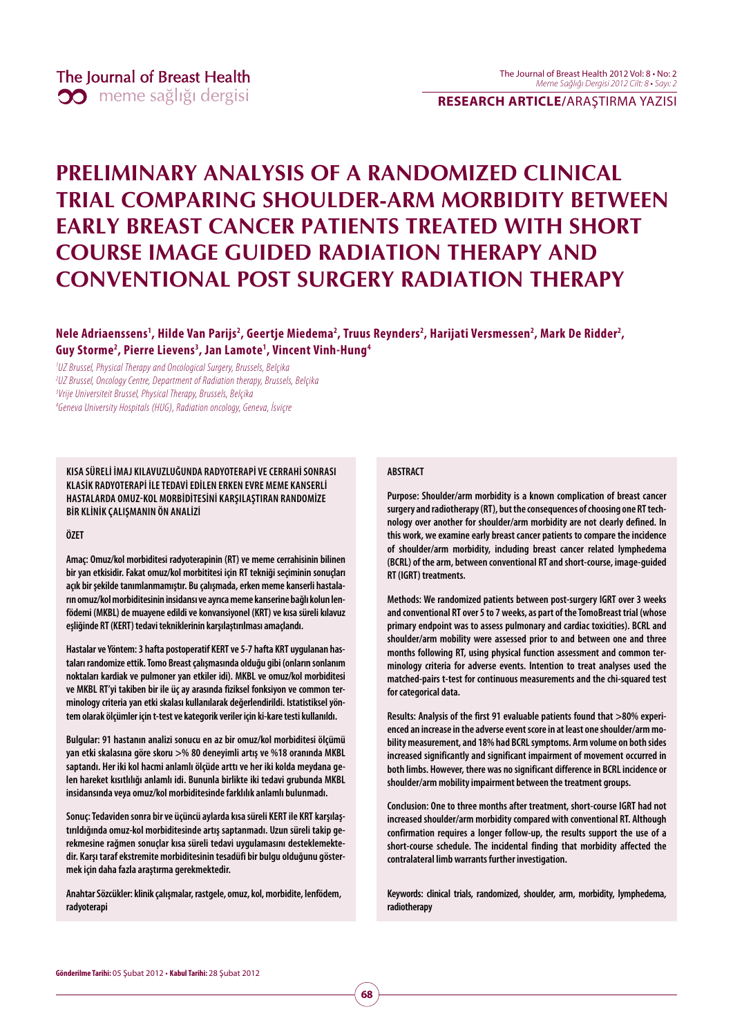# PRELIMINARY ANALYSIS OF A RANDOMIZED CLINICAL TRIAL COMPARING SHOULDER-ARM MORBIDITY BETWEEN EARLY BREAST CANCER PATIENTS TREATED WITH SHORT COURSE IMAGE GUIDED RADIATION THERAPY AND CONVENTIONAL POST SURGERY RADIATION THERAPY

**Nele Adriaenssens[1], Hilde Van Parijs[2], Geertje Miedema[2], Truus Reynders[2], Harijati Versmessen[2], Mark De Ridder[2], Guy Storme[2], Pierre Lievens[3], Jan Lamote[1], Vincent Vinh-Hung[4]**

*[1]UZ Brussel, Physical Therapy and Oncological Surgery, Brussels, Belçika*
*[2]UZ Brussel, Oncology Centre, Department of Radiation therapy, Brussels, Belçika*
*[3]Vrije Universiteit Brussel, Physical Therapy, Brussels, Belçika*
*[4]Geneva University Hospitals (HUG), Radiation oncology, Geneva, İsviçre*

**KISA SÜRELİ İMAJ KILAVUZLUĞUNDA RADYOTERAPİ VE CERRAHİ SONRASI KLASİK RADYOTERAPİ İLE TEDAVİ EDİLEN ERKEN EVRE MEME KANSERLİ HASTALARDA OMUZ-KOL MORBİDİTESİNİ KARŞILAŞTIRAN RANDOMİZE BİR KLİNİK ÇALIŞMANIN ÖN ANALİZİ**

**ÖZET**

**Amaç: Omuz/kol morbiditesi radyoterapinin (RT) ve meme cerrahisinin bilinen bir yan etkisidir. Fakat omuz/kol morbitesi için RT tekniği seçiminin sonuçları açık bir şekilde tanımlanmamıştır. Bu çalışmada, erken meme kanserli hastaların omuz/kol morbiditesinin insidansı ve ayrıca meme kanserine bağlı kolun lenfödemi (MKBL) de muayene edildi ve konvansiyonel (KRT) ve kısa süreli kılavuz eşliğinde RT (KERT) tedavi tekniklerinin karşılaştırılması amaçlandı.**

**Hastalar ve Yöntem: 3 hafta postoperatif KERT ve 5-7 hafta KRT uygulanan hastaları randomize ettik. Tomo Breast çalışmasında olduğu gibi (onların sonlanım noktaları kardiak ve pulmoner yan etkiler idi). MKBL ve omuz/kol morbiditesi ve MKBL RT'yi takiben bir ile üç ay arasında fiziksel fonksiyon ve common terminology criteria yan etki skalası kullanılarak değerlendirildi. Istatistiksel yöntem olarak ölçümler için t-test ve kategorik veriler için ki-kare testi kullanıldı.**

**Bulgular: 91 hastanın analizi sonucu en az bir omuz/kol morbiditesi ölçümü yan etki skalasına göre skoru >% 80 deneyimli artış ve %18 oranında MKBL saptandı. Her iki kol hacmi anlamlı ölçüde arttı ve her iki kolda meydana gelen hareket kısıtlılığı anlamlı idi. Bununla birlikte iki tedavi grubunda MKBL insidansında veya omuz/kol morbiditesinde farklılık anlamlı bulunmadı.**

**Sonuç: Tedaviden sonra bir ve üçüncü aylarda kısa süreli KERT ile KRT karşılaştırıldığında omuz-kol morbiditesinde artış saptanmadı. Uzun süreli takip gerekmesine rağmen sonuçlar kısa süreli tedavi uygulamasını desteklemektedir. Karşı taraf ekstremite morbiditesinin tesadüfi bir bulgu olduğunu göstermek için daha fazla araştırma gerekmektedir.**

**Anahtar Sözcükler: klinik çalışmalar, rastgele, omuz, kol, morbidite, lenfödem, radyoterapi**

**ABSTRACT**

**Purpose: Shoulder/arm morbidity is a known complication of breast cancer surgery and radiotherapy (RT), but the consequences of choosing one RT technology over another for shoulder/arm morbidity are not clearly defined. In this work, we examine early breast cancer patients to compare the incidence of shoulder/arm morbidity, including breast cancer related lymphedema (BCRL) of the arm, between conventional RT and short-course, image-guided RT (IGRT) treatments.**

**Methods: We randomized patients between post-surgery IGRT over 3 weeks and conventional RT over 5 to 7 weeks, as part of the TomoBreast trial (whose primary endpoint was to assess pulmonary and cardiac toxicities). BCRL and shoulder/arm mobility were assessed prior to and between one and three months following RT, using physical function assessment and common terminology criteria for adverse events. Intention to treat analyses used the matched-pairs t-test for continuous measurements and the chi-squared test for categorical data.**

**Results: Analysis of the first 91 evaluable patients found that >80% experienced an increase in the adverse event score in at least one shoulder/arm mobility measurement, and 18% had BCRL symptoms. Arm volume on both sides increased significantly and significant impairment of movement occurred in both limbs. However, there was no significant difference in BCRL incidence or shoulder/arm mobility impairment between the treatment groups.**

**Conclusion: One to three months after treatment, short-course IGRT had not increased shoulder/arm morbidity compared with conventional RT. Although confirmation requires a longer follow-up, the results support the use of a short-course schedule. The incidental finding that morbidity affected the contralateral limb warrants further investigation.**

**Keywords: clinical trials, randomized, shoulder, arm, morbidity, lymphedema, radiotherapy**

**Gönderilme Tarihi:** 05 Şubat 2012 • **Kabul Tarihi:** 28 Şubat 2012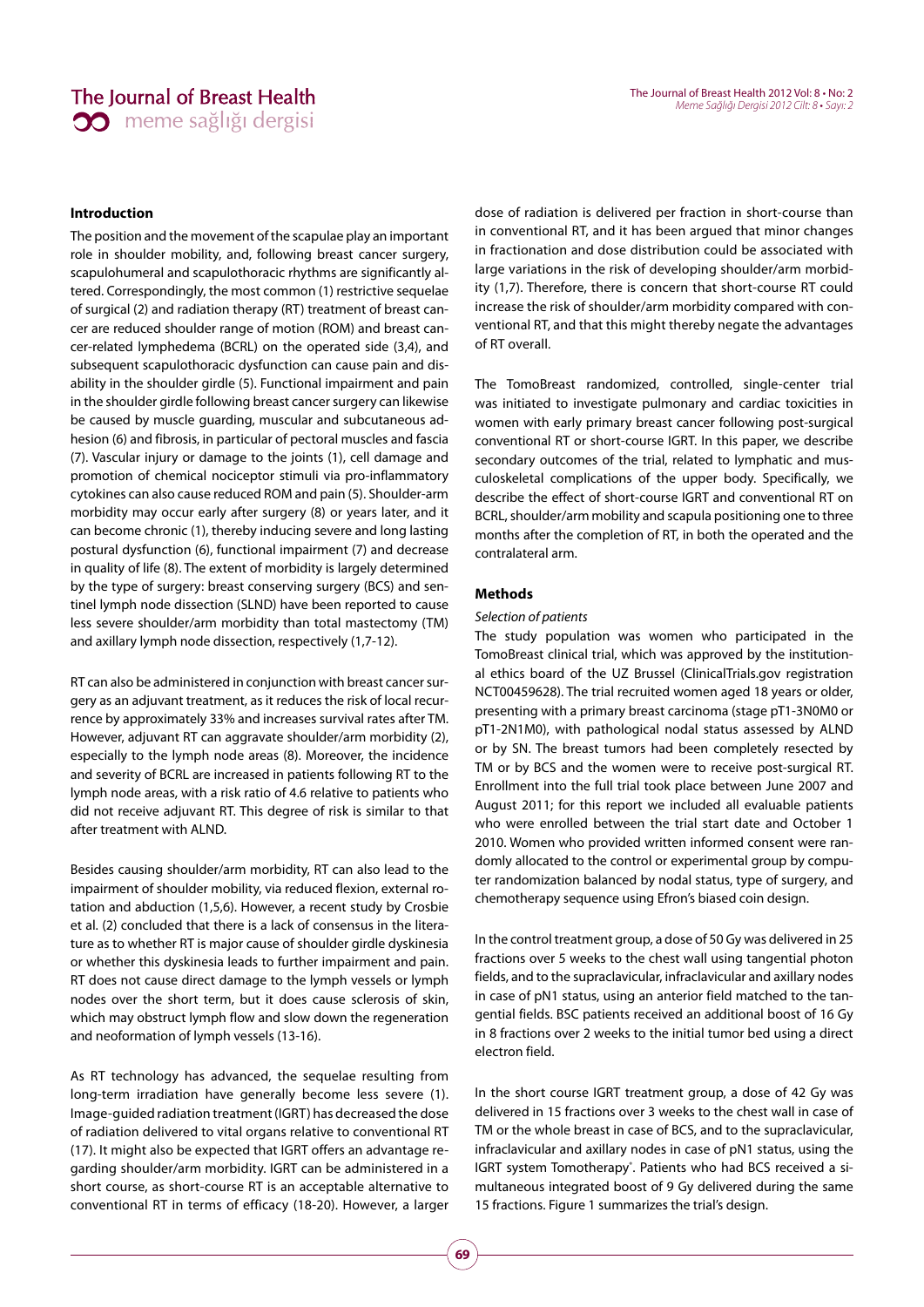## Introduction

The position and the movement of the scapulae play an important role in shoulder mobility, and, following breast cancer surgery, scapulohumeral and scapulothoracic rhythms are significantly altered. Correspondingly, the most common (1) restrictive sequelae of surgical (2) and radiation therapy (RT) treatment of breast cancer are reduced shoulder range of motion (ROM) and breast cancer-related lymphedema (BCRL) on the operated side (3,4), and subsequent scapulothoracic dysfunction can cause pain and disability in the shoulder girdle (5). Functional impairment and pain in the shoulder girdle following breast cancer surgery can likewise be caused by muscle guarding, muscular and subcutaneous adhesion (6) and fibrosis, in particular of pectoral muscles and fascia (7). Vascular injury or damage to the joints (1), cell damage and promotion of chemical nociceptor stimuli via pro-inflammatory cytokines can also cause reduced ROM and pain (5). Shoulder-arm morbidity may occur early after surgery (8) or years later, and it can become chronic (1), thereby inducing severe and long lasting postural dysfunction (6), functional impairment (7) and decrease in quality of life (8). The extent of morbidity is largely determined by the type of surgery: breast conserving surgery (BCS) and sentinel lymph node dissection (SLND) have been reported to cause less severe shoulder/arm morbidity than total mastectomy (TM) and axillary lymph node dissection, respectively (1,7-12).

RT can also be administered in conjunction with breast cancer surgery as an adjuvant treatment, as it reduces the risk of local recurrence by approximately 33% and increases survival rates after TM. However, adjuvant RT can aggravate shoulder/arm morbidity (2), especially to the lymph node areas (8). Moreover, the incidence and severity of BCRL are increased in patients following RT to the lymph node areas, with a risk ratio of 4.6 relative to patients who did not receive adjuvant RT. This degree of risk is similar to that after treatment with ALND.

Besides causing shoulder/arm morbidity, RT can also lead to the impairment of shoulder mobility, via reduced flexion, external rotation and abduction (1,5,6). However, a recent study by Crosbie et al. (2) concluded that there is a lack of consensus in the literature as to whether RT is major cause of shoulder girdle dyskinesia or whether this dyskinesia leads to further impairment and pain. RT does not cause direct damage to the lymph vessels or lymph nodes over the short term, but it does cause sclerosis of skin, which may obstruct lymph flow and slow down the regeneration and neoformation of lymph vessels (13-16).

As RT technology has advanced, the sequelae resulting from long-term irradiation have generally become less severe (1). Image-guided radiation treatment (IGRT) has decreased the dose of radiation delivered to vital organs relative to conventional RT (17). It might also be expected that IGRT offers an advantage regarding shoulder/arm morbidity. IGRT can be administered in a short course, as short-course RT is an acceptable alternative to conventional RT in terms of efficacy (18-20). However, a larger dose of radiation is delivered per fraction in short-course than in conventional RT, and it has been argued that minor changes in fractionation and dose distribution could be associated with large variations in the risk of developing shoulder/arm morbidity (1,7). Therefore, there is concern that short-course RT could increase the risk of shoulder/arm morbidity compared with conventional RT, and that this might thereby negate the advantages of RT overall.

The TomoBreast randomized, controlled, single-center trial was initiated to investigate pulmonary and cardiac toxicities in women with early primary breast cancer following post-surgical conventional RT or short-course IGRT. In this paper, we describe secondary outcomes of the trial, related to lymphatic and musculoskeletal complications of the upper body. Specifically, we describe the effect of short-course IGRT and conventional RT on BCRL, shoulder/arm mobility and scapula positioning one to three months after the completion of RT, in both the operated and the contralateral arm.

## Methods

*Selection of patients*

The study population was women who participated in the TomoBreast clinical trial, which was approved by the institutional ethics board of the UZ Brussel (ClinicalTrials.gov registration NCT00459628). The trial recruited women aged 18 years or older, presenting with a primary breast carcinoma (stage pT1-3N0M0 or pT1-2N1M0), with pathological nodal status assessed by ALND or by SN. The breast tumors had been completely resected by TM or by BCS and the women were to receive post-surgical RT. Enrollment into the full trial took place between June 2007 and August 2011; for this report we included all evaluable patients who were enrolled between the trial start date and October 1 2010. Women who provided written informed consent were randomly allocated to the control or experimental group by computer randomization balanced by nodal status, type of surgery, and chemotherapy sequence using Efron's biased coin design.

In the control treatment group, a dose of 50 Gy was delivered in 25 fractions over 5 weeks to the chest wall using tangential photon fields, and to the supraclavicular, infraclavicular and axillary nodes in case of pN1 status, using an anterior field matched to the tangential fields. BSC patients received an additional boost of 16 Gy in 8 fractions over 2 weeks to the initial tumor bed using a direct electron field.

In the short course IGRT treatment group, a dose of 42 Gy was delivered in 15 fractions over 3 weeks to the chest wall in case of TM or the whole breast in case of BCS, and to the supraclavicular, infraclavicular and axillary nodes in case of pN1 status, using the IGRT system Tomotherapy®. Patients who had BCS received a simultaneous integrated boost of 9 Gy delivered during the same 15 fractions. Figure 1 summarizes the trial's design.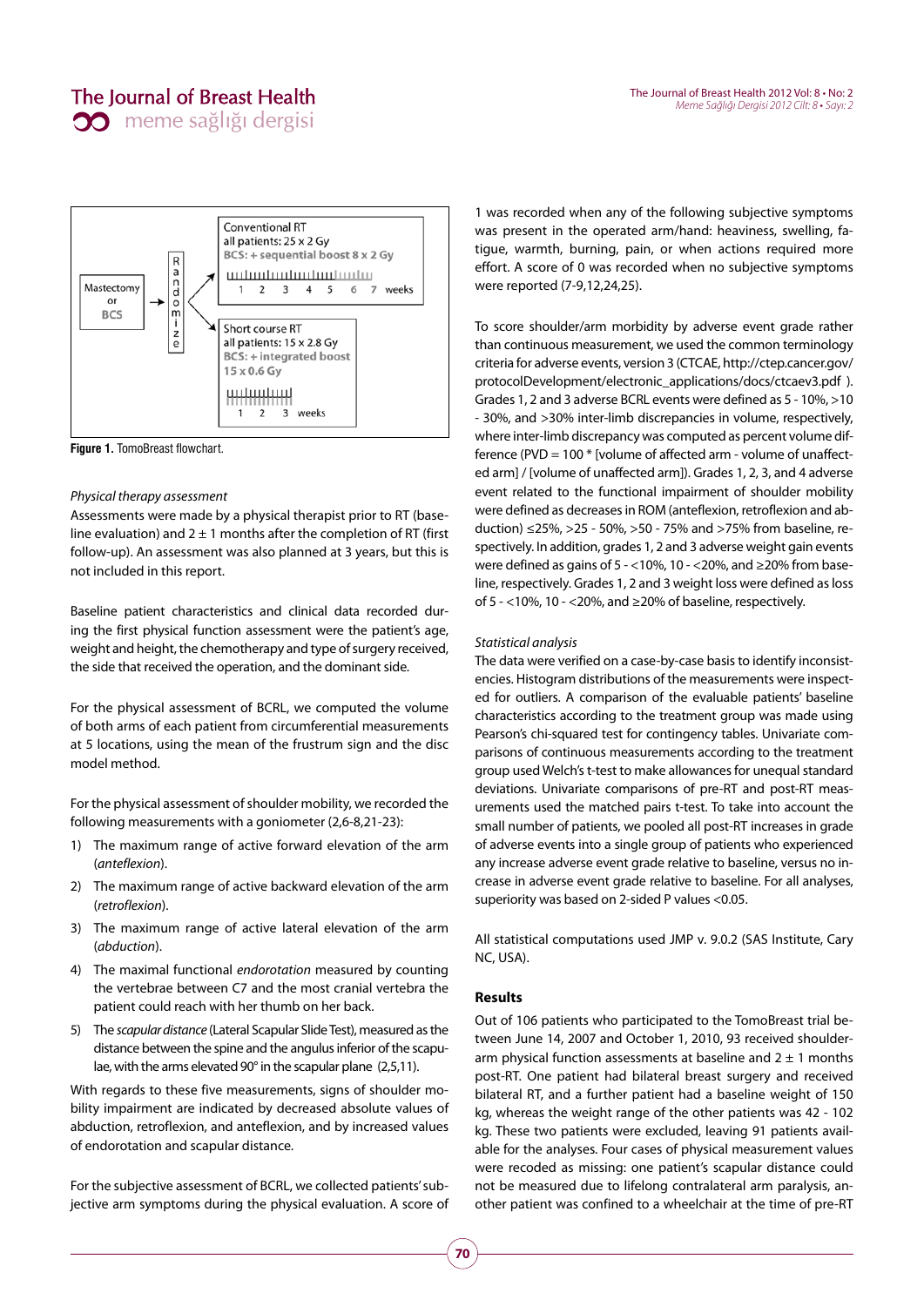Figure 1. TomoBreast flowchart.

*Physical therapy assessment*

Assessments were made by a physical therapist prior to RT (baseline evaluation) and 2 ± 1 months after the completion of RT (first follow-up). An assessment was also planned at 3 years, but this is not included in this report.

Baseline patient characteristics and clinical data recorded during the first physical function assessment were the patient's age, weight and height, the chemotherapy and type of surgery received, the side that received the operation, and the dominant side.

For the physical assessment of BCRL, we computed the volume of both arms of each patient from circumferential measurements at 5 locations, using the mean of the frustrum sign and the disc model method.

For the physical assessment of shoulder mobility, we recorded the following measurements with a goniometer (2,6-8,21-23):

1) The maximum range of active forward elevation of the arm (*anteflexion*).
2) The maximum range of active backward elevation of the arm (*retroflexion*).
3) The maximum range of active lateral elevation of the arm (*abduction*).
4) The maximal functional *endorotation* measured by counting the vertebrae between C7 and the most cranial vertebra the patient could reach with her thumb on her back.
5) The *scapular distance* (Lateral Scapular Slide Test), measured as the distance between the spine and the angulus inferior of the scapulae, with the arms elevated 90° in the scapular plane (2,5,11).

With regards to these five measurements, signs of shoulder mobility impairment are indicated by decreased absolute values of abduction, retroflexion, and anteflexion, and by increased values of endorotation and scapular distance.

For the subjective assessment of BCRL, we collected patients' subjective arm symptoms during the physical evaluation. A score of 1 was recorded when any of the following subjective symptoms was present in the operated arm/hand: heaviness, swelling, fatigue, warmth, burning, pain, or when actions required more effort. A score of 0 was recorded when no subjective symptoms were reported (7-9,12,24,25).

To score shoulder/arm morbidity by adverse event grade rather than continuous measurement, we used the common terminology criteria for adverse events, version 3 (CTCAE, http://ctep.cancer.gov/protocolDevelopment/electronic_applications/docs/ctcaev3.pdf ). Grades 1, 2 and 3 adverse BCRL events were defined as 5 - 10%, >10 - 30%, and >30% inter-limb discrepancies in volume, respectively, where inter-limb discrepancy was computed as percent volume difference (PVD = 100 * [volume of affected arm - volume of unaffected arm]) / [volume of unaffected arm]). Grades 1, 2, 3, and 4 adverse event related to the functional impairment of shoulder mobility were defined as decreases in ROM (anteflexion, retroflexion and abduction) ≤25%, >25 - 50%, >50 - 75% and >75% from baseline, respectively. In addition, grades 1, 2 and 3 adverse weight gain events were defined as gains of 5 - <10%, 10 - <20%, and ≥20% from baseline, respectively. Grades 1, 2 and 3 weight loss were defined as loss of 5 - <10%, 10 - <20%, and ≥20% of baseline, respectively.

*Statistical analysis*

The data were verified on a case-by-case basis to identify inconsistencies. Histogram distributions of the measurements were inspected for outliers. A comparison of the evaluable patients' baseline characteristics according to the treatment group was made using Pearson's chi-squared test for contingency tables. Univariate comparisons of continuous measurements according to the treatment group used Welch's t-test to make allowances for unequal standard deviations. Univariate comparisons of pre-RT and post-RT measurements used the matched pairs t-test. To take into account the small number of patients, we pooled all post-RT increases in grade of adverse events into a single group of patients who experienced any increase adverse event grade relative to baseline, versus no increase in adverse event grade relative to baseline. For all analyses, superiority was based on 2-sided P values <0.05.

All statistical computations used JMP v. 9.0.2 (SAS Institute, Cary NC, USA).

## Results

Out of 106 patients who participated to the TomoBreast trial between June 14, 2007 and October 1, 2010, 93 received shoulder-arm physical function assessments at baseline and 2 ± 1 months post-RT. One patient had bilateral breast surgery and received bilateral RT, and a further patient had a baseline weight of 150 kg, whereas the weight range of the other patients was 42 - 102 kg. These two patients were excluded, leaving 91 patients available for the analyses. Four cases of physical measurement values were recoded as missing: one patient's scapular distance could not be measured due to lifelong contralateral arm paralysis, another patient was confined to a wheelchair at the time of pre-RT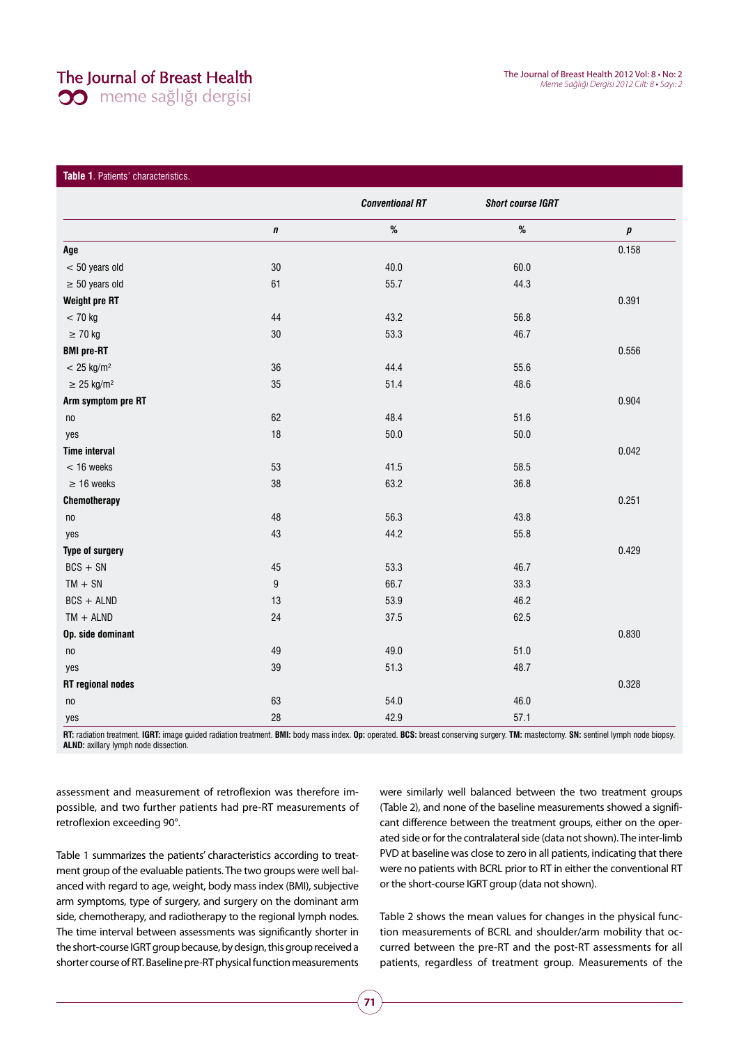**Table 1**. Patients' characteristics.

| | | *Conventional RT* | *Short course IGRT* | |
|---|---|---|---|---|
| | ***n*** | **%** | **%** | ***p*** |
| **Age** | | | | 0.158 |
| < 50 years old | 30 | 40.0 | 60.0 | |
| ≥ 50 years old | 61 | 55.7 | 44.3 | |
| **Weight pre RT** | | | | 0.391 |
| < 70 kg | 44 | 43.2 | 56.8 | |
| ≥ 70 kg | 30 | 53.3 | 46.7 | |
| **BMI pre-RT** | | | | 0.556 |
| < 25 kg/m² | 36 | 44.4 | 55.6 | |
| ≥ 25 kg/m² | 35 | 51.4 | 48.6 | |
| **Arm symptom pre RT** | | | | 0.904 |
| no | 62 | 48.4 | 51.6 | |
| yes | 18 | 50.0 | 50.0 | |
| **Time interval** | | | | 0.042 |
| < 16 weeks | 53 | 41.5 | 58.5 | |
| ≥ 16 weeks | 38 | 63.2 | 36.8 | |
| **Chemotherapy** | | | | 0.251 |
| no | 48 | 56.3 | 43.8 | |
| yes | 43 | 44.2 | 55.8 | |
| **Type of surgery** | | | | 0.429 |
| BCS + SN | 45 | 53.3 | 46.7 | |
| TM + SN | 9 | 66.7 | 33.3 | |
| BCS + ALND | 13 | 53.9 | 46.2 | |
| TM + ALND | 24 | 37.5 | 62.5 | |
| **Op. side dominant** | | | | 0.830 |
| no | 49 | 49.0 | 51.0 | |
| yes | 39 | 51.3 | 48.7 | |
| **RT regional nodes** | | | | 0.328 |
| no | 63 | 54.0 | 46.0 | |
| yes | 28 | 42.9 | 57.1 | |

**RT:** radiation treatment. **IGRT:** image guided radiation treatment. **BMI:** body mass index. **Op:** operated. **BCS:** breast conserving surgery. **TM:** mastectomy. **SN:** sentinel lymph node biopsy. **ALND:** axillary lymph node dissection.

assessment and measurement of retroflexion was therefore impossible, and two further patients had pre-RT measurements of retroflexion exceeding 90°.

Table 1 summarizes the patients' characteristics according to treatment group of the evaluable patients. The two groups were well balanced with regard to age, weight, body mass index (BMI), subjective arm symptoms, type of surgery, and surgery on the dominant arm side, chemotherapy, and radiotherapy to the regional lymph nodes. The time interval between assessments was significantly shorter in the short-course IGRT group because, by design, this group received a shorter course of RT. Baseline pre-RT physical function measurements were similarly well balanced between the two treatment groups (Table 2), and none of the baseline measurements showed a significant difference between the treatment groups, either on the operated side or for the contralateral side (data not shown). The inter-limb PVD at baseline was close to zero in all patients, indicating that there were no patients with BCRL prior to RT in either the conventional RT or the short-course IGRT group (data not shown).

Table 2 shows the mean values for changes in the physical function measurements of BCRL and shoulder/arm mobility that occurred between the pre-RT and the post-RT assessments for all patients, regardless of treatment group. Measurements of the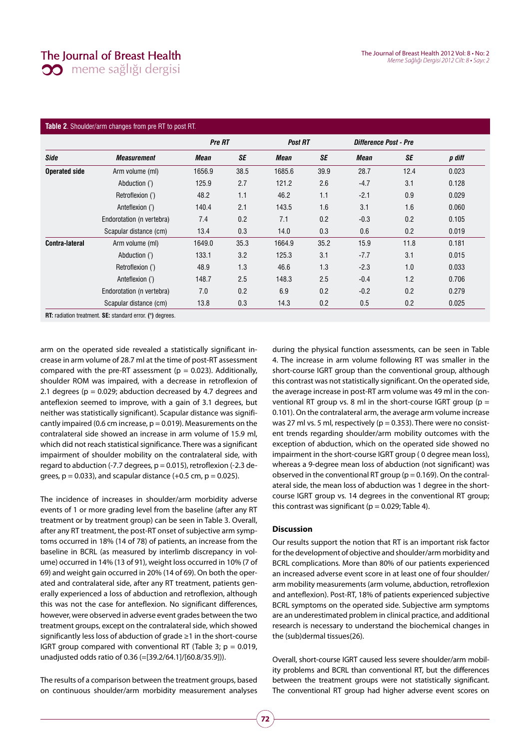**Table 2**. Shoulder/arm changes from pre RT to post RT.

| | | Pre RT | | Post RT | | Difference Post - Pre | | |
|---|---|---|---|---|---|---|---|---|
| **Side** | **Measurement** | **Mean** | **SE** | **Mean** | **SE** | **Mean** | **SE** | **p diff** |
| **Operated side** | Arm volume (ml) | 1656.9 | 38.5 | 1685.6 | 39.9 | 28.7 | 12.4 | 0.023 |
| | Abduction (°) | 125.9 | 2.7 | 121.2 | 2.6 | -4.7 | 3.1 | 0.128 |
| | Retroflexion (°) | 48.2 | 1.1 | 46.2 | 1.1 | -2.1 | 0.9 | 0.029 |
| | Anteflexion (°) | 140.4 | 2.1 | 143.5 | 1.6 | 3.1 | 1.6 | 0.060 |
| | Endorotation (n vertebra) | 7.4 | 0.2 | 7.1 | 0.2 | -0.3 | 0.2 | 0.105 |
| | Scapular distance (cm) | 13.4 | 0.3 | 14.0 | 0.3 | 0.6 | 0.2 | 0.019 |
| **Contra-lateral** | Arm volume (ml) | 1649.0 | 35.3 | 1664.9 | 35.2 | 15.9 | 11.8 | 0.181 |
| | Abduction (°) | 133.1 | 3.2 | 125.3 | 3.1 | -7.7 | 3.1 | 0.015 |
| | Retroflexion (°) | 48.9 | 1.3 | 46.6 | 1.3 | -2.3 | 1.0 | 0.033 |
| | Anteflexion (°) | 148.7 | 2.5 | 148.3 | 2.5 | -0.4 | 1.2 | 0.706 |
| | Endorotation (n vertebra) | 7.0 | 0.2 | 6.9 | 0.2 | -0.2 | 0.2 | 0.279 |
| | Scapular distance (cm) | 13.8 | 0.3 | 14.3 | 0.2 | 0.5 | 0.2 | 0.025 |

**RT:** radiation treatment. **SE:** standard error. **(°)** degrees.

arm on the operated side revealed a statistically significant increase in arm volume of 28.7 ml at the time of post-RT assessment compared with the pre-RT assessment ($p = 0.023$). Additionally, shoulder ROM was impaired, with a decrease in retroflexion of 2.1 degrees ($p = 0.029$; abduction decreased by 4.7 degrees and anteflexion seemed to improve, with a gain of 3.1 degrees, but neither was statistically significant). Scapular distance was significantly impaired (0.6 cm increase, $p = 0.019$). Measurements on the contralateral side showed an increase in arm volume of 15.9 ml, which did not reach statistical significance. There was a significant impairment of shoulder mobility on the contralateral side, with regard to abduction (-7.7 degrees, $p = 0.015$), retroflexion (-2.3 degrees, $p = 0.033$), and scapular distance (+0.5 cm, $p = 0.025$).

The incidence of increases in shoulder/arm morbidity adverse events of 1 or more grading level from the baseline (after any RT treatment or by treatment group) can be seen in Table 3. Overall, after any RT treatment, the post-RT onset of subjective arm symptoms occurred in 18% (14 of 78) of patients, an increase from the baseline in BCRL (as measured by interlimb discrepancy in volume) occurred in 14% (13 of 91), weight loss occurred in 10% (7 of 69) and weight gain occurred in 20% (14 of 69). On both the operated and contralateral side, after any RT treatment, patients generally experienced a loss of abduction and retroflexion, although this was not the case for anteflexion. No significant differences, however, were observed in adverse event grades between the two treatment groups, except on the contralateral side, which showed significantly less loss of abduction of grade ≥1 in the short-course IGRT group compared with conventional RT (Table 3; $p = 0.019$, unadjusted odds ratio of 0.36 (=[39.2/64.1]/[60.8/35.9])).

The results of a comparison between the treatment groups, based on continuous shoulder/arm morbidity measurement analyses during the physical function assessments, can be seen in Table 4. The increase in arm volume following RT was smaller in the short-course IGRT group than the conventional group, although this contrast was not statistically significant. On the operated side, the average increase in post-RT arm volume was 49 ml in the conventional RT group vs. 8 ml in the short-course IGRT group ($p = 0.101$). On the contralateral arm, the average arm volume increase was 27 ml vs. 5 ml, respectively ($p = 0.353$). There were no consistent trends regarding shoulder/arm mobility outcomes with the exception of abduction, which on the operated side showed no impairment in the short-course IGRT group ( 0 degree mean loss), whereas a 9-degree mean loss of abduction (not significant) was observed in the conventional RT group ($p = 0.169$). On the contralateral side, the mean loss of abduction was 1 degree in the short-course IGRT group vs. 14 degrees in the conventional RT group; this contrast was significant ($p = 0.029$; Table 4).

## Discussion

Our results support the notion that RT is an important risk factor for the development of objective and shoulder/arm morbidity and BCRL complications. More than 80% of our patients experienced an increased adverse event score in at least one of four shoulder/arm mobility measurements (arm volume, abduction, retroflexion and anteflexion). Post-RT, 18% of patients experienced subjective BCRL symptoms on the operated side. Subjective arm symptoms are an underestimated problem in clinical practice, and additional research is necessary to understand the biochemical changes in the (sub)dermal tissues(26).

Overall, short-course IGRT caused less severe shoulder/arm mobility problems and BCRL than conventional RT, but the differences between the treatment groups were not statistically significant. The conventional RT group had higher adverse event scores on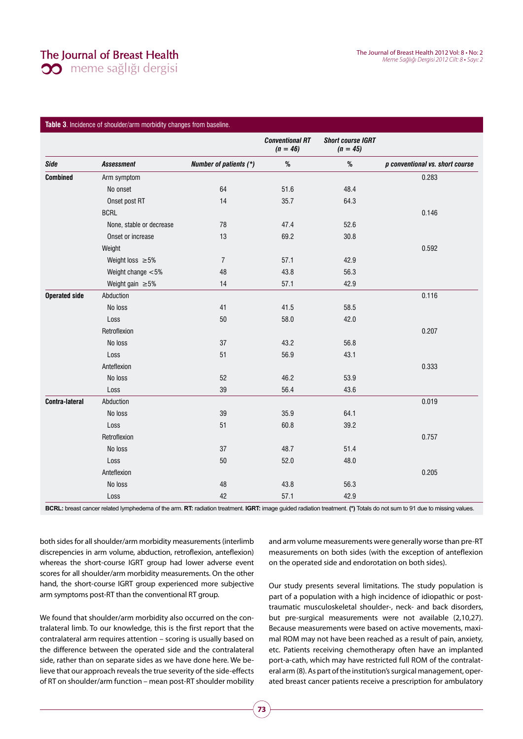**Table 3**. Incidence of shoulder/arm morbidity changes from baseline.

| | | | Conventional RT (n = 46) | Short course IGRT (n = 45) | |
|---|---|---|---|---|---|
| **Side** | **Assessment** | **Number of patients (*)** | **%** | **%** | **p conventional vs. short course** |
| **Combined** | Arm symptom | | | | 0.283 |
| | No onset | 64 | 51.6 | 48.4 | |
| | Onset post RT | 14 | 35.7 | 64.3 | |
| | BCRL | | | | 0.146 |
| | None, stable or decrease | 78 | 47.4 | 52.6 | |
| | Onset or increase | 13 | 69.2 | 30.8 | |
| | Weight | | | | 0.592 |
| | Weight loss ≥5% | 7 | 57.1 | 42.9 | |
| | Weight change <5% | 48 | 43.8 | 56.3 | |
| | Weight gain ≥5% | 14 | 57.1 | 42.9 | |
| **Operated side** | Abduction | | | | 0.116 |
| | No loss | 41 | 41.5 | 58.5 | |
| | Loss | 50 | 58.0 | 42.0 | |
| | Retroflexion | | | | 0.207 |
| | No loss | 37 | 43.2 | 56.8 | |
| | Loss | 51 | 56.9 | 43.1 | |
| | Anteflexion | | | | 0.333 |
| | No loss | 52 | 46.2 | 53.9 | |
| | Loss | 39 | 56.4 | 43.6 | |
| **Contra-lateral** | Abduction | | | | 0.019 |
| | No loss | 39 | 35.9 | 64.1 | |
| | Loss | 51 | 60.8 | 39.2 | |
| | Retroflexion | | | | 0.757 |
| | No loss | 37 | 48.7 | 51.4 | |
| | Loss | 50 | 52.0 | 48.0 | |
| | Anteflexion | | | | 0.205 |
| | No loss | 48 | 43.8 | 56.3 | |
| | Loss | 42 | 57.1 | 42.9 | |

**BCRL:** breast cancer related lymphedema of the arm. **RT:** radiation treatment. **IGRT:** image guided radiation treatment. **(*)** Totals do not sum to 91 due to missing values.

both sides for all shoulder/arm morbidity measurements (interlimb discrepencies in arm volume, abduction, retroflexion, anteflexion) whereas the short-course IGRT group had lower adverse event scores for all shoulder/arm morbidity measurements. On the other hand, the short-course IGRT group experienced more subjective arm symptoms post-RT than the conventional RT group.

We found that shoulder/arm morbidity also occurred on the contralateral limb. To our knowledge, this is the first report that the contralateral arm requires attention – scoring is usually based on the difference between the operated side and the contralateral side, rather than on separate sides as we have done here. We believe that our approach reveals the true severity of the side-effects of RT on shoulder/arm function – mean post-RT shoulder mobility and arm volume measurements were generally worse than pre-RT measurements on both sides (with the exception of anteflexion on the operated side and endorotation on both sides).

Our study presents several limitations. The study population is part of a population with a high incidence of idiopathic or post-traumatic musculoskeletal shoulder-, neck- and back disorders, but pre-surgical measurements were not available (2,10,27). Because measurements were based on active movements, maximal ROM may not have been reached as a result of pain, anxiety, etc. Patients receiving chemotherapy often have an implanted port-a-cath, which may have restricted full ROM of the contralateral arm (8). As part of the institution's surgical management, operated breast cancer patients receive a prescription for ambulatory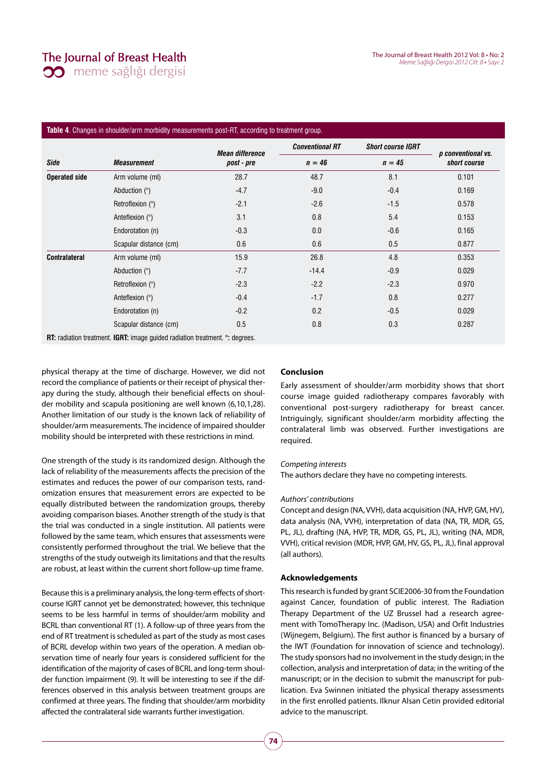**Table 4**. Changes in shoulder/arm morbidity measurements post-RT, according to treatment group.

| Side | Measurement | Mean difference post - pre | Conventional RT n = 46 | Short course IGRT n = 45 | p conventional vs. short course |
|---|---|---|---|---|---|
| **Operated side** | Arm volume (ml) | 28.7 | 48.7 | 8.1 | 0.101 |
| | Abduction (°) | -4.7 | -9.0 | -0.4 | 0.169 |
| | Retroflexion (°) | -2.1 | -2.6 | -1.5 | 0.578 |
| | Anteflexion (°) | 3.1 | 0.8 | 5.4 | 0.153 |
| | Endorotation (n) | -0.3 | 0.0 | -0.6 | 0.165 |
| | Scapular distance (cm) | 0.6 | 0.6 | 0.5 | 0.877 |
| **Contralateral** | Arm volume (ml) | 15.9 | 26.8 | 4.8 | 0.353 |
| | Abduction (°) | -7.7 | -14.4 | -0.9 | 0.029 |
| | Retroflexion (°) | -2.3 | -2.2 | -2.3 | 0.970 |
| | Anteflexion (°) | -0.4 | -1.7 | 0.8 | 0.277 |
| | Endorotation (n) | -0.2 | 0.2 | -0.5 | 0.029 |
| | Scapular distance (cm) | 0.5 | 0.8 | 0.3 | 0.287 |

**RT:** radiation treatment. **IGRT:** image guided radiation treatment. **°:** degrees.

physical therapy at the time of discharge. However, we did not record the compliance of patients or their receipt of physical therapy during the study, although their beneficial effects on shoulder mobility and scapula positioning are well known (6,10,1,28). Another limitation of our study is the known lack of reliability of shoulder/arm measurements. The incidence of impaired shoulder mobility should be interpreted with these restrictions in mind.

One strength of the study is its randomized design. Although the lack of reliability of the measurements affects the precision of the estimates and reduces the power of our comparison tests, randomization ensures that measurement errors are expected to be equally distributed between the randomization groups, thereby avoiding comparison biases. Another strength of the study is that the trial was conducted in a single institution. All patients were followed by the same team, which ensures that assessments were consistently performed throughout the trial. We believe that the strengths of the study outweigh its limitations and that the results are robust, at least within the current short follow-up time frame.

Because this is a preliminary analysis, the long-term effects of short-course IGRT cannot yet be demonstrated; however, this technique seems to be less harmful in terms of shoulder/arm mobility and BCRL than conventional RT (1). A follow-up of three years from the end of RT treatment is scheduled as part of the study as most cases of BCRL develop within two years of the operation. A median observation time of nearly four years is considered sufficient for the identification of the majority of cases of BCRL and long-term shoulder function impairment (9). It will be interesting to see if the differences observed in this analysis between treatment groups are confirmed at three years. The finding that shoulder/arm morbidity affected the contralateral side warrants further investigation.

## Conclusion

Early assessment of shoulder/arm morbidity shows that short course image guided radiotherapy compares favorably with conventional post-surgery radiotherapy for breast cancer. Intriguingly, significant shoulder/arm morbidity affecting the contralateral limb was observed. Further investigations are required.

*Competing interests*

The authors declare they have no competing interests.

*Authors' contributions*

Concept and design (NA, VVH), data acquisition (NA, HVP, GM, HV), data analysis (NA, VVH), interpretation of data (NA, TR, MDR, GS, PL, JL), drafting (NA, HVP, TR, MDR, GS, PL, JL), writing (NA, MDR, VVH), critical revision (MDR, HVP, GM, HV, GS, PL, JL), final approval (all authors).

## Acknowledgements

This research is funded by grant SCIE2006-30 from the Foundation against Cancer, foundation of public interest. The Radiation Therapy Department of the UZ Brussel had a research agreement with TomoTherapy Inc. (Madison, USA) and Orfit Industries (Wijnegem, Belgium). The first author is financed by a bursary of the IWT (Foundation for innovation of science and technology). The study sponsors had no involvement in the study design; in the collection, analysis and interpretation of data; in the writing of the manuscript; or in the decision to submit the manuscript for publication. Eva Swinnen initiated the physical therapy assessments in the first enrolled patients. Ilknur Alsan Cetin provided editorial advice to the manuscript.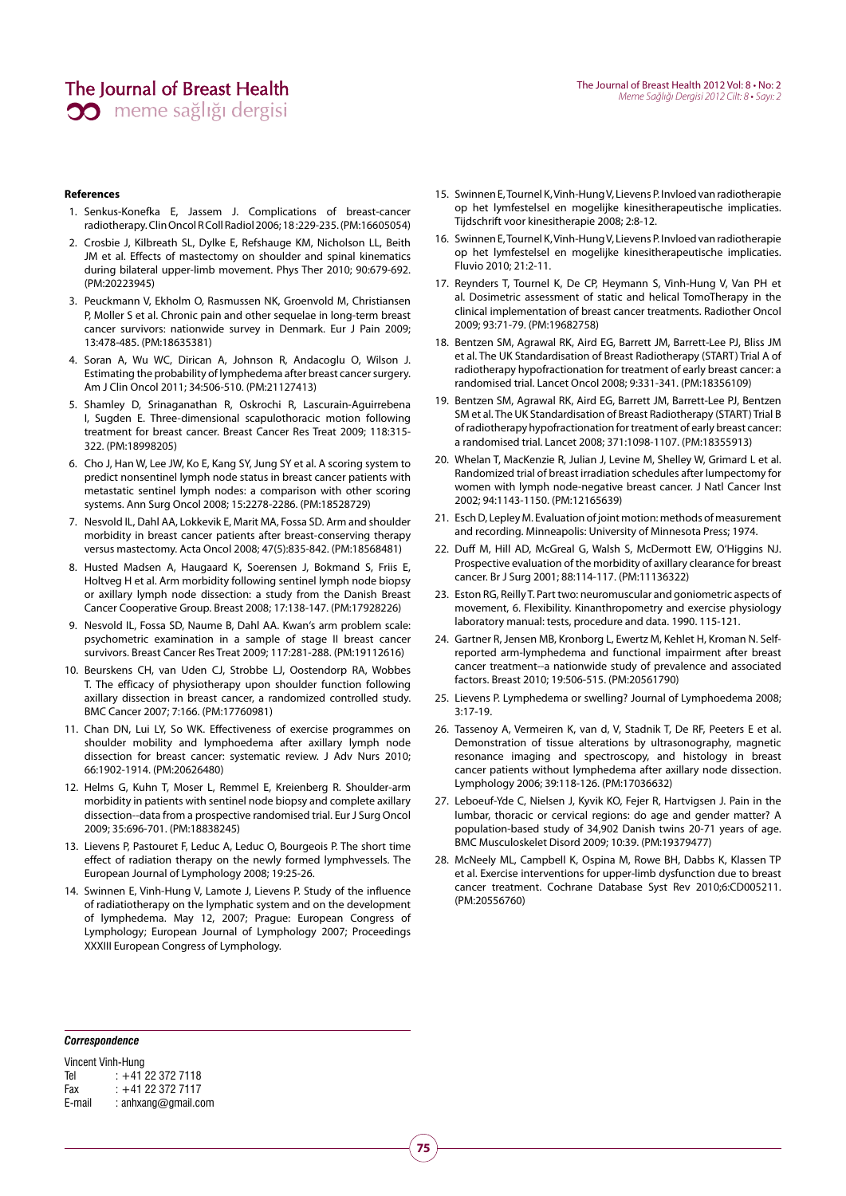**References**

1. Senkus-Konefka E, Jassem J. Complications of breast-cancer radiotherapy. Clin Oncol R Coll Radiol 2006; 18 :229-235. (PM:16605054)
2. Crosbie J, Kilbreath SL, Dylke E, Refshauge KM, Nicholson LL, Beith JM et al. Effects of mastectomy on shoulder and spinal kinematics during bilateral upper-limb movement. Phys Ther 2010; 90:679-692. (PM:20223945)
3. Peuckmann V, Ekholm O, Rasmussen NK, Groenvold M, Christiansen P, Moller S et al. Chronic pain and other sequelae in long-term breast cancer survivors: nationwide survey in Denmark. Eur J Pain 2009; 13:478-485. (PM:18635381)
4. Soran A, Wu WC, Dirican A, Johnson R, Andacoglu O, Wilson J. Estimating the probability of lymphedema after breast cancer surgery. Am J Clin Oncol 2011; 34:506-510. (PM:21127413)
5. Shamley D, Srinaganathan R, Oskrochi R, Lascurain-Aguirrebena I, Sugden E. Three-dimensional scapulothoracic motion following treatment for breast cancer. Breast Cancer Res Treat 2009; 118:315-322. (PM:18998205)
6. Cho J, Han W, Lee JW, Ko E, Kang SY, Jung SY et al. A scoring system to predict nonsentinel lymph node status in breast cancer patients with metastatic sentinel lymph nodes: a comparison with other scoring systems. Ann Surg Oncol 2008; 15:2278-2286. (PM:18528729)
7. Nesvold IL, Dahl AA, Lokkevik E, Marit MA, Fossa SD. Arm and shoulder morbidity in breast cancer patients after breast-conserving therapy versus mastectomy. Acta Oncol 2008; 47(5):835-842. (PM:18568481)
8. Husted Madsen A, Haugaard K, Soerensen J, Bokmand S, Friis E, Holtveg H et al. Arm morbidity following sentinel lymph node biopsy or axillary lymph node dissection: a study from the Danish Breast Cancer Cooperative Group. Breast 2008; 17:138-147. (PM:17928226)
9. Nesvold IL, Fossa SD, Naume B, Dahl AA. Kwan's arm problem scale: psychometric examination in a sample of stage II breast cancer survivors. Breast Cancer Res Treat 2009; 117:281-288. (PM:19112616)
10. Beurskens CH, van Uden CJ, Strobbe LJ, Oostendorp RA, Wobbes T. The efficacy of physiotherapy upon shoulder function following axillary dissection in breast cancer, a randomized controlled study. BMC Cancer 2007; 7:166. (PM:17760981)
11. Chan DN, Lui LY, So WK. Effectiveness of exercise programmes on shoulder mobility and lymphoedema after axillary lymph node dissection for breast cancer: systematic review. J Adv Nurs 2010; 66:1902-1914. (PM:20626480)
12. Helms G, Kuhn T, Moser L, Remmel E, Kreienberg R. Shoulder-arm morbidity in patients with sentinel node biopsy and complete axillary dissection--data from a prospective randomised trial. Eur J Surg Oncol 2009; 35:696-701. (PM:18838245)
13. Lievens P, Pastouret F, Leduc A, Leduc O, Bourgeois P. The short time effect of radiation therapy on the newly formed lymphvessels. The European Journal of Lymphology 2008; 19:25-26.
14. Swinnen E, Vinh-Hung V, Lamote J, Lievens P. Study of the influence of radiatiotherapy on the lymphatic system and on the development of lymphedema. May 12, 2007; Prague: European Congress of Lymphology; European Journal of Lymphology 2007; Proceedings XXXIII European Congress of Lymphology.
15. Swinnen E, Tournel K, Vinh-Hung V, Lievens P. Invloed van radiotherapie op het lymfestelsel en mogelijke kinesitherapeutische implicaties. Tijdschrift voor kinesitherapie 2008; 2:8-12.
16. Swinnen E, Tournel K, Vinh-Hung V, Lievens P. Invloed van radiotherapie op het lymfestelsel en mogelijke kinesitherapeutische implicaties. Fluvio 2010; 21:2-11.
17. Reynders T, Tournel K, De CP, Heymann S, Vinh-Hung V, Van PH et al. Dosimetric assessment of static and helical TomoTherapy in the clinical implementation of breast cancer treatments. Radiother Oncol 2009; 93:71-79. (PM:19682758)
18. Bentzen SM, Agrawal RK, Aird EG, Barrett JM, Barrett-Lee PJ, Bliss JM et al. The UK Standardisation of Breast Radiotherapy (START) Trial A of radiotherapy hypofractionation for treatment of early breast cancer: a randomised trial. Lancet Oncol 2008; 9:331-341. (PM:18356109)
19. Bentzen SM, Agrawal RK, Aird EG, Barrett JM, Barrett-Lee PJ, Bentzen SM et al. The UK Standardisation of Breast Radiotherapy (START) Trial B of radiotherapy hypofractionation for treatment of early breast cancer: a randomised trial. Lancet 2008; 371:1098-1107. (PM:18355913)
20. Whelan T, MacKenzie R, Julian J, Levine M, Shelley W, Grimard L et al. Randomized trial of breast irradiation schedules after lumpectomy for women with lymph node-negative breast cancer. J Natl Cancer Inst 2002; 94:1143-1150. (PM:12165639)
21. Esch D, Lepley M. Evaluation of joint motion: methods of measurement and recording. Minneapolis: University of Minnesota Press; 1974.
22. Duff M, Hill AD, McGreal G, Walsh S, McDermott EW, O'Higgins NJ. Prospective evaluation of the morbidity of axillary clearance for breast cancer. Br J Surg 2001; 88:114-117. (PM:11136322)
23. Eston RG, Reilly T. Part two: neuromuscular and goniometric aspects of movement, 6. Flexibility. Kinanthropometry and exercise physiology laboratory manual: tests, procedure and data. 1990. 115-121.
24. Gartner R, Jensen MB, Kronborg L, Ewertz M, Kehlet H, Kroman N. Self-reported arm-lymphedema and functional impairment after breast cancer treatment--a nationwide study of prevalence and associated factors. Breast 2010; 19:506-515. (PM:20561790)
25. Lievens P. Lymphedema or swelling? Journal of Lymphoedema 2008; 3:17-19.
26. Tassenoy A, Vermeiren K, van d, V, Stadnik T, De RF, Peeters E et al. Demonstration of tissue alterations by ultrasonography, magnetic resonance imaging and spectroscopy, and histology in breast cancer patients without lymphedema after axillary node dissection. Lymphology 2006; 39:118-126. (PM:17036632)
27. Leboeuf-Yde C, Nielsen J, Kyvik KO, Fejer R, Hartvigsen J. Pain in the lumbar, thoracic or cervical regions: do age and gender matter? A population-based study of 34,902 Danish twins 20-71 years of age. BMC Musculoskelet Disord 2009; 10:39. (PM:19379477)
28. McNeely ML, Campbell K, Ospina M, Rowe BH, Dabbs K, Klassen TP et al. Exercise interventions for upper-limb dysfunction due to breast cancer treatment. Cochrane Database Syst Rev 2010;6:CD005211. (PM:20556760)

***Correspondence***

Vincent Vinh-Hung
Tel : +41 22 372 7118
Fax : +41 22 372 7117
E-mail : anhxang@gmail.com